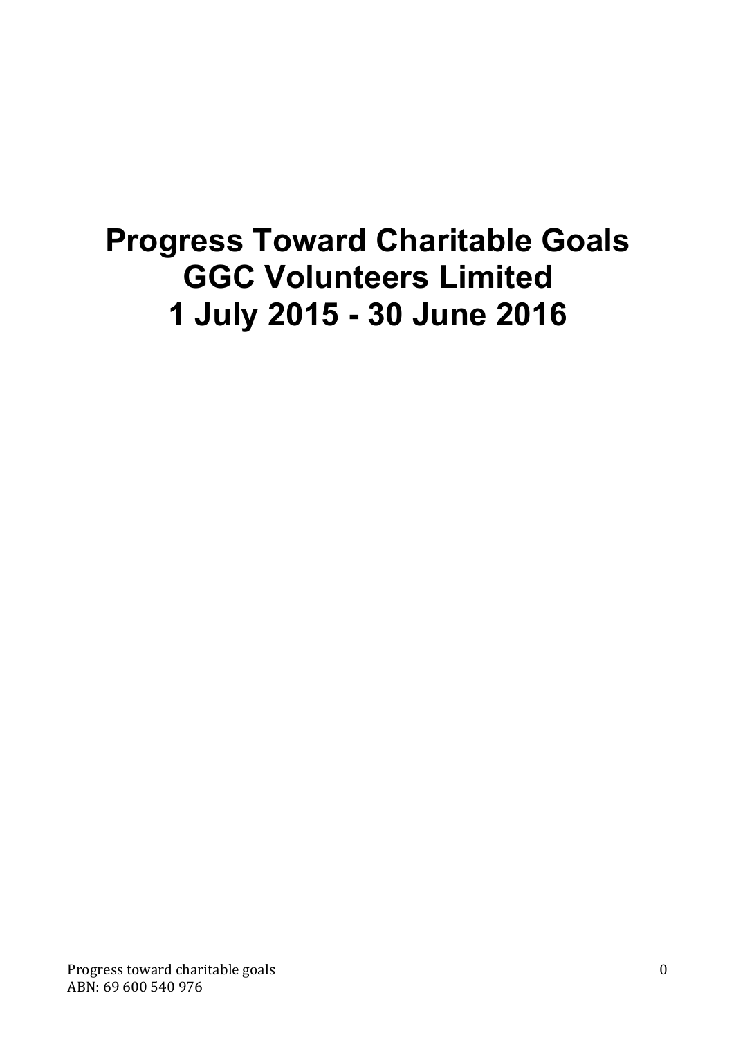# Progress Toward Charitable Goals
# GGC Volunteers Limited
# 1 July 2015 - 30 June 2016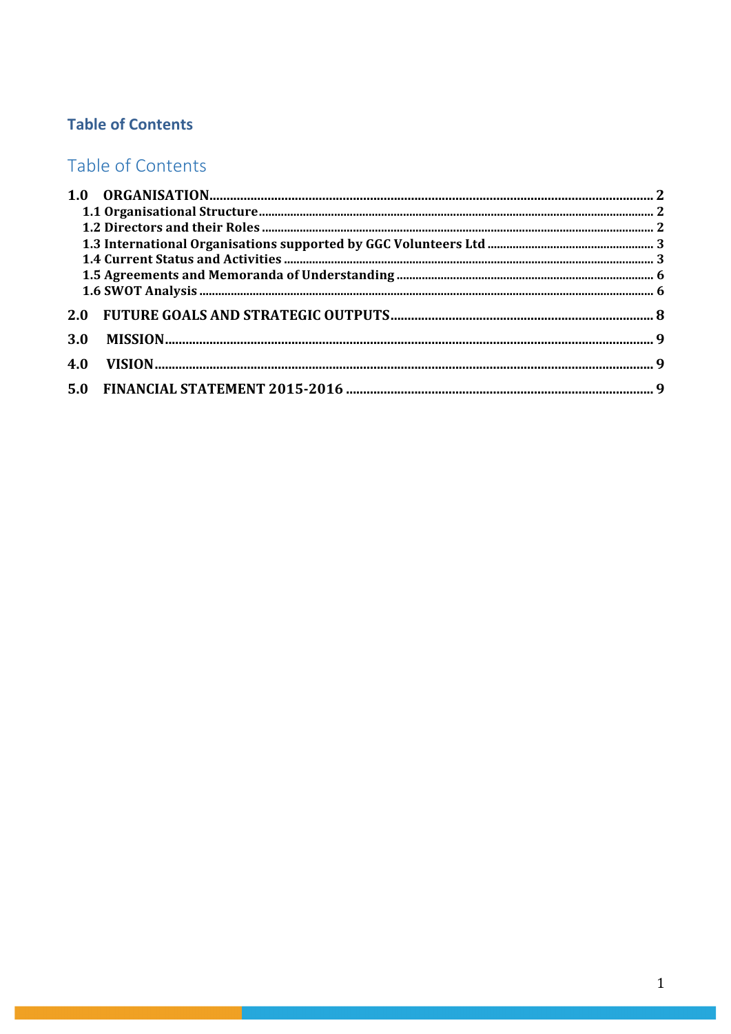**Table of Contents**

## Table of Contents

**1.0 ORGANISATION** ........................................................ 2
- **1.1 Organisational Structure** ........................................................ 2
- **1.2 Directors and their Roles** ........................................................ 2
- **1.3 International Organisations supported by GGC Volunteers Ltd** ........................................................ 3
- **1.4 Current Status and Activities** ........................................................ 3
- **1.5 Agreements and Memoranda of Understanding** ........................................................ 6
- **1.6 SWOT Analysis** ........................................................ 6

**2.0 FUTURE GOALS AND STRATEGIC OUTPUTS** ........................................................ 8

**3.0 MISSION** ........................................................ 9

**4.0 VISION** ........................................................ 9

**5.0 FINANCIAL STATEMENT 2015-2016** ........................................................ 9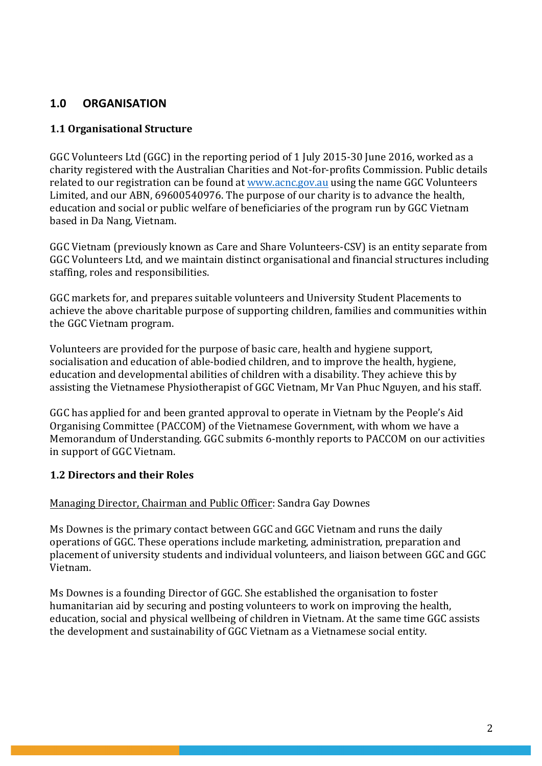## 1.0 ORGANISATION

### 1.1 Organisational Structure

GGC Volunteers Ltd (GGC) in the reporting period of 1 July 2015-30 June 2016, worked as a charity registered with the Australian Charities and Not-for-profits Commission. Public details related to our registration can be found at www.acnc.gov.au using the name GGC Volunteers Limited, and our ABN, 69600540976. The purpose of our charity is to advance the health, education and social or public welfare of beneficiaries of the program run by GGC Vietnam based in Da Nang, Vietnam.

GGC Vietnam (previously known as Care and Share Volunteers-CSV) is an entity separate from GGC Volunteers Ltd, and we maintain distinct organisational and financial structures including staffing, roles and responsibilities.

GGC markets for, and prepares suitable volunteers and University Student Placements to achieve the above charitable purpose of supporting children, families and communities within the GGC Vietnam program.

Volunteers are provided for the purpose of basic care, health and hygiene support, socialisation and education of able-bodied children, and to improve the health, hygiene, education and developmental abilities of children with a disability. They achieve this by assisting the Vietnamese Physiotherapist of GGC Vietnam, Mr Van Phuc Nguyen, and his staff.

GGC has applied for and been granted approval to operate in Vietnam by the People's Aid Organising Committee (PACCOM) of the Vietnamese Government, with whom we have a Memorandum of Understanding. GGC submits 6-monthly reports to PACCOM on our activities in support of GGC Vietnam.

### 1.2 Directors and their Roles

Managing Director, Chairman and Public Officer: Sandra Gay Downes

Ms Downes is the primary contact between GGC and GGC Vietnam and runs the daily operations of GGC. These operations include marketing, administration, preparation and placement of university students and individual volunteers, and liaison between GGC and GGC Vietnam.

Ms Downes is a founding Director of GGC. She established the organisation to foster humanitarian aid by securing and posting volunteers to work on improving the health, education, social and physical wellbeing of children in Vietnam. At the same time GGC assists the development and sustainability of GGC Vietnam as a Vietnamese social entity.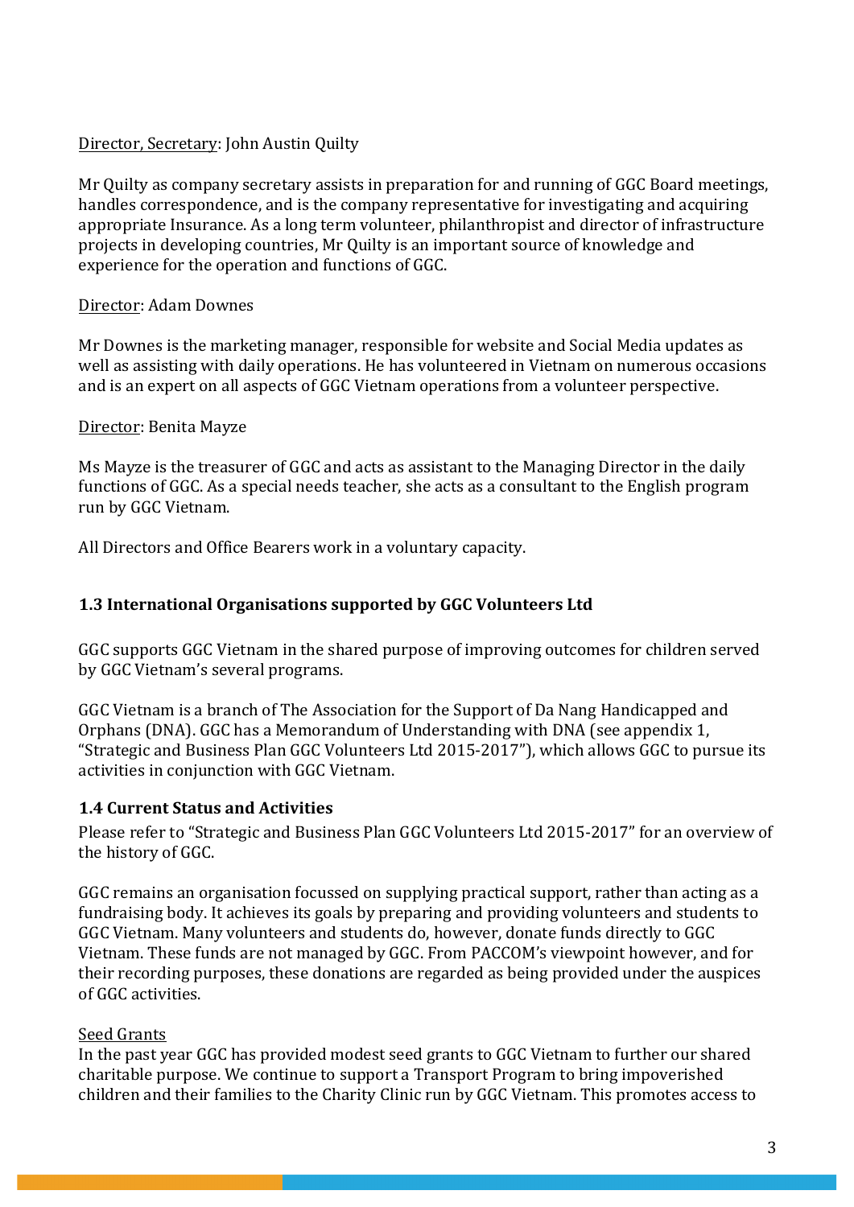<u>Director, Secretary</u>: John Austin Quilty

Mr Quilty as company secretary assists in preparation for and running of GGC Board meetings, handles correspondence, and is the company representative for investigating and acquiring appropriate Insurance. As a long term volunteer, philanthropist and director of infrastructure projects in developing countries, Mr Quilty is an important source of knowledge and experience for the operation and functions of GGC.

<u>Director</u>: Adam Downes

Mr Downes is the marketing manager, responsible for website and Social Media updates as well as assisting with daily operations. He has volunteered in Vietnam on numerous occasions and is an expert on all aspects of GGC Vietnam operations from a volunteer perspective.

<u>Director</u>: Benita Mayze

Ms Mayze is the treasurer of GGC and acts as assistant to the Managing Director in the daily functions of GGC. As a special needs teacher, she acts as a consultant to the English program run by GGC Vietnam.

All Directors and Office Bearers work in a voluntary capacity.

### 1.3 International Organisations supported by GGC Volunteers Ltd

GGC supports GGC Vietnam in the shared purpose of improving outcomes for children served by GGC Vietnam's several programs.

GGC Vietnam is a branch of The Association for the Support of Da Nang Handicapped and Orphans (DNA). GGC has a Memorandum of Understanding with DNA (see appendix 1, "Strategic and Business Plan GGC Volunteers Ltd 2015-2017"), which allows GGC to pursue its activities in conjunction with GGC Vietnam.

### 1.4 Current Status and Activities

Please refer to "Strategic and Business Plan GGC Volunteers Ltd 2015-2017" for an overview of the history of GGC.

GGC remains an organisation focussed on supplying practical support, rather than acting as a fundraising body. It achieves its goals by preparing and providing volunteers and students to GGC Vietnam. Many volunteers and students do, however, donate funds directly to GGC Vietnam. These funds are not managed by GGC. From PACCOM's viewpoint however, and for their recording purposes, these donations are regarded as being provided under the auspices of GGC activities.

<u>Seed Grants</u>
In the past year GGC has provided modest seed grants to GGC Vietnam to further our shared charitable purpose. We continue to support a Transport Program to bring impoverished children and their families to the Charity Clinic run by GGC Vietnam. This promotes access to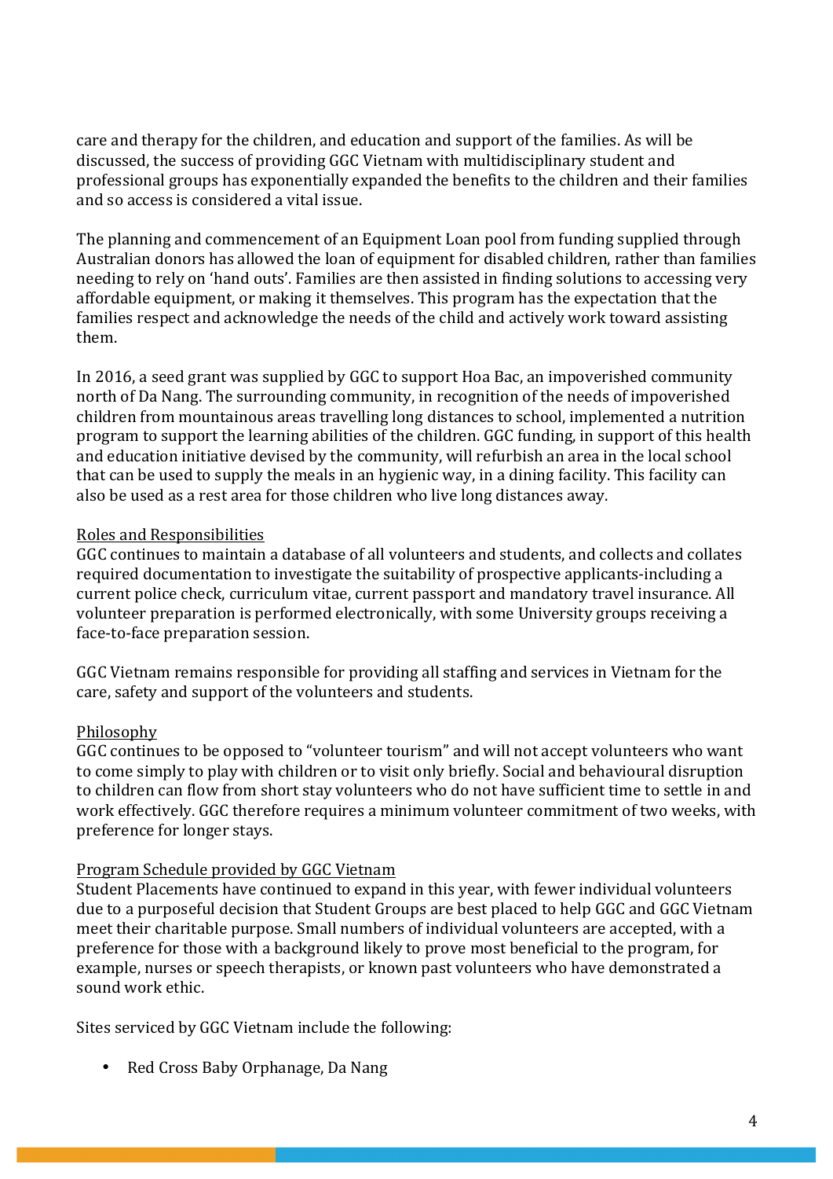care and therapy for the children, and education and support of the families. As will be discussed, the success of providing GGC Vietnam with multidisciplinary student and professional groups has exponentially expanded the benefits to the children and their families and so access is considered a vital issue.

The planning and commencement of an Equipment Loan pool from funding supplied through Australian donors has allowed the loan of equipment for disabled children, rather than families needing to rely on 'hand outs'. Families are then assisted in finding solutions to accessing very affordable equipment, or making it themselves. This program has the expectation that the families respect and acknowledge the needs of the child and actively work toward assisting them.

In 2016, a seed grant was supplied by GGC to support Hoa Bac, an impoverished community north of Da Nang. The surrounding community, in recognition of the needs of impoverished children from mountainous areas travelling long distances to school, implemented a nutrition program to support the learning abilities of the children. GGC funding, in support of this health and education initiative devised by the community, will refurbish an area in the local school that can be used to supply the meals in an hygienic way, in a dining facility. This facility can also be used as a rest area for those children who live long distances away.

<u>Roles and Responsibilities</u>

GGC continues to maintain a database of all volunteers and students, and collects and collates required documentation to investigate the suitability of prospective applicants-including a current police check, curriculum vitae, current passport and mandatory travel insurance. All volunteer preparation is performed electronically, with some University groups receiving a face-to-face preparation session.

GGC Vietnam remains responsible for providing all staffing and services in Vietnam for the care, safety and support of the volunteers and students.

<u>Philosophy</u>

GGC continues to be opposed to "volunteer tourism" and will not accept volunteers who want to come simply to play with children or to visit only briefly. Social and behavioural disruption to children can flow from short stay volunteers who do not have sufficient time to settle in and work effectively. GGC therefore requires a minimum volunteer commitment of two weeks, with preference for longer stays.

<u>Program Schedule provided by GGC Vietnam</u>

Student Placements have continued to expand in this year, with fewer individual volunteers due to a purposeful decision that Student Groups are best placed to help GGC and GGC Vietnam meet their charitable purpose. Small numbers of individual volunteers are accepted, with a preference for those with a background likely to prove most beneficial to the program, for example, nurses or speech therapists, or known past volunteers who have demonstrated a sound work ethic.

Sites serviced by GGC Vietnam include the following:

- Red Cross Baby Orphanage, Da Nang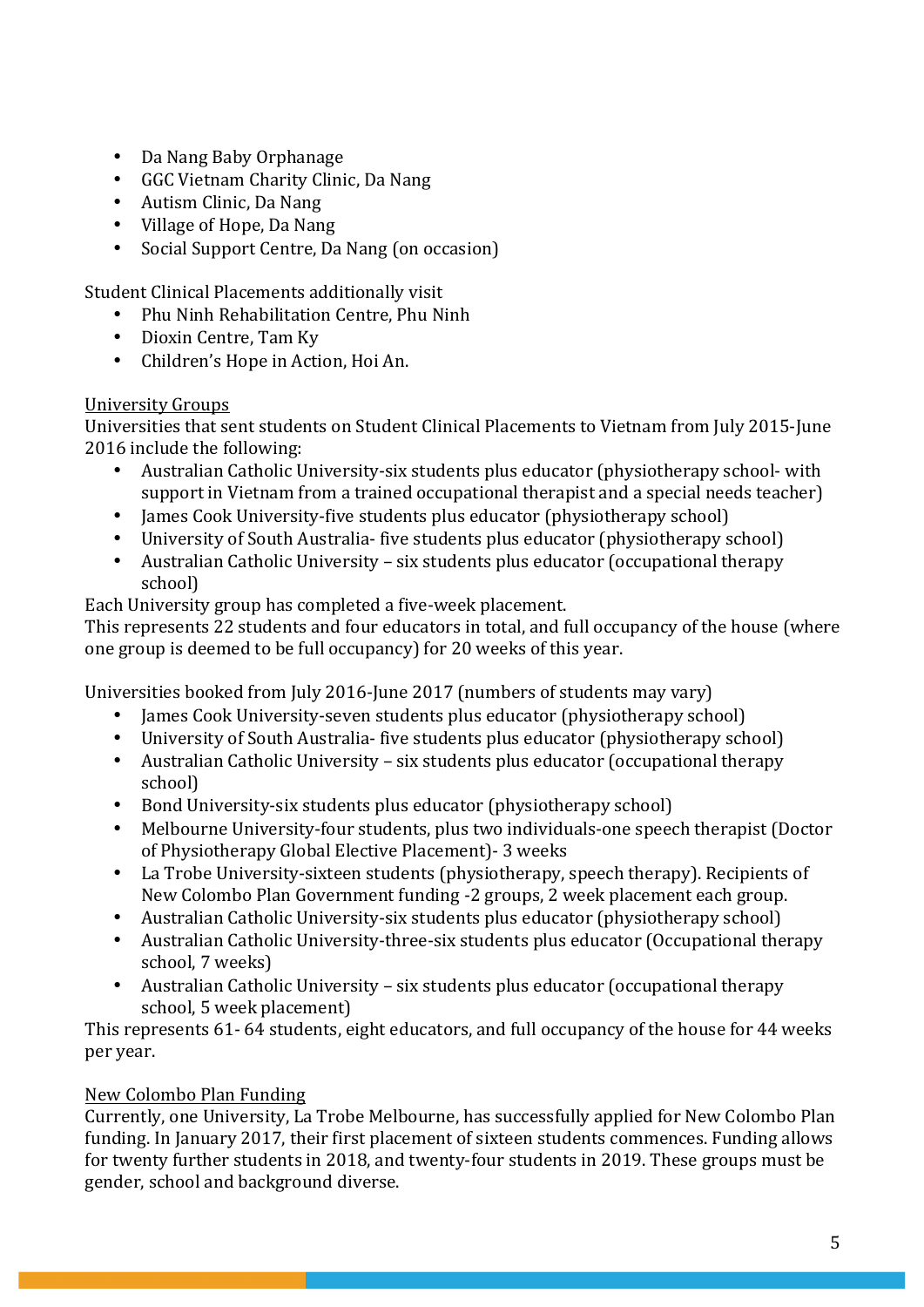- Da Nang Baby Orphanage
- GGC Vietnam Charity Clinic, Da Nang
- Autism Clinic, Da Nang
- Village of Hope, Da Nang
- Social Support Centre, Da Nang (on occasion)

Student Clinical Placements additionally visit

- Phu Ninh Rehabilitation Centre, Phu Ninh
- Dioxin Centre, Tam Ky
- Children's Hope in Action, Hoi An.

<u>University Groups</u>

Universities that sent students on Student Clinical Placements to Vietnam from July 2015-June 2016 include the following:

- Australian Catholic University-six students plus educator (physiotherapy school- with support in Vietnam from a trained occupational therapist and a special needs teacher)
- James Cook University-five students plus educator (physiotherapy school)
- University of South Australia- five students plus educator (physiotherapy school)
- Australian Catholic University – six students plus educator (occupational therapy school)

Each University group has completed a five-week placement.
This represents 22 students and four educators in total, and full occupancy of the house (where one group is deemed to be full occupancy) for 20 weeks of this year.

Universities booked from July 2016-June 2017 (numbers of students may vary)

- James Cook University-seven students plus educator (physiotherapy school)
- University of South Australia- five students plus educator (physiotherapy school)
- Australian Catholic University – six students plus educator (occupational therapy school)
- Bond University-six students plus educator (physiotherapy school)
- Melbourne University-four students, plus two individuals-one speech therapist (Doctor of Physiotherapy Global Elective Placement)- 3 weeks
- La Trobe University-sixteen students (physiotherapy, speech therapy). Recipients of New Colombo Plan Government funding -2 groups, 2 week placement each group.
- Australian Catholic University-six students plus educator (physiotherapy school)
- Australian Catholic University-three-six students plus educator (Occupational therapy school, 7 weeks)
- Australian Catholic University – six students plus educator (occupational therapy school, 5 week placement)

This represents 61- 64 students, eight educators, and full occupancy of the house for 44 weeks per year.

<u>New Colombo Plan Funding</u>

Currently, one University, La Trobe Melbourne, has successfully applied for New Colombo Plan funding. In January 2017, their first placement of sixteen students commences. Funding allows for twenty further students in 2018, and twenty-four students in 2019. These groups must be gender, school and background diverse.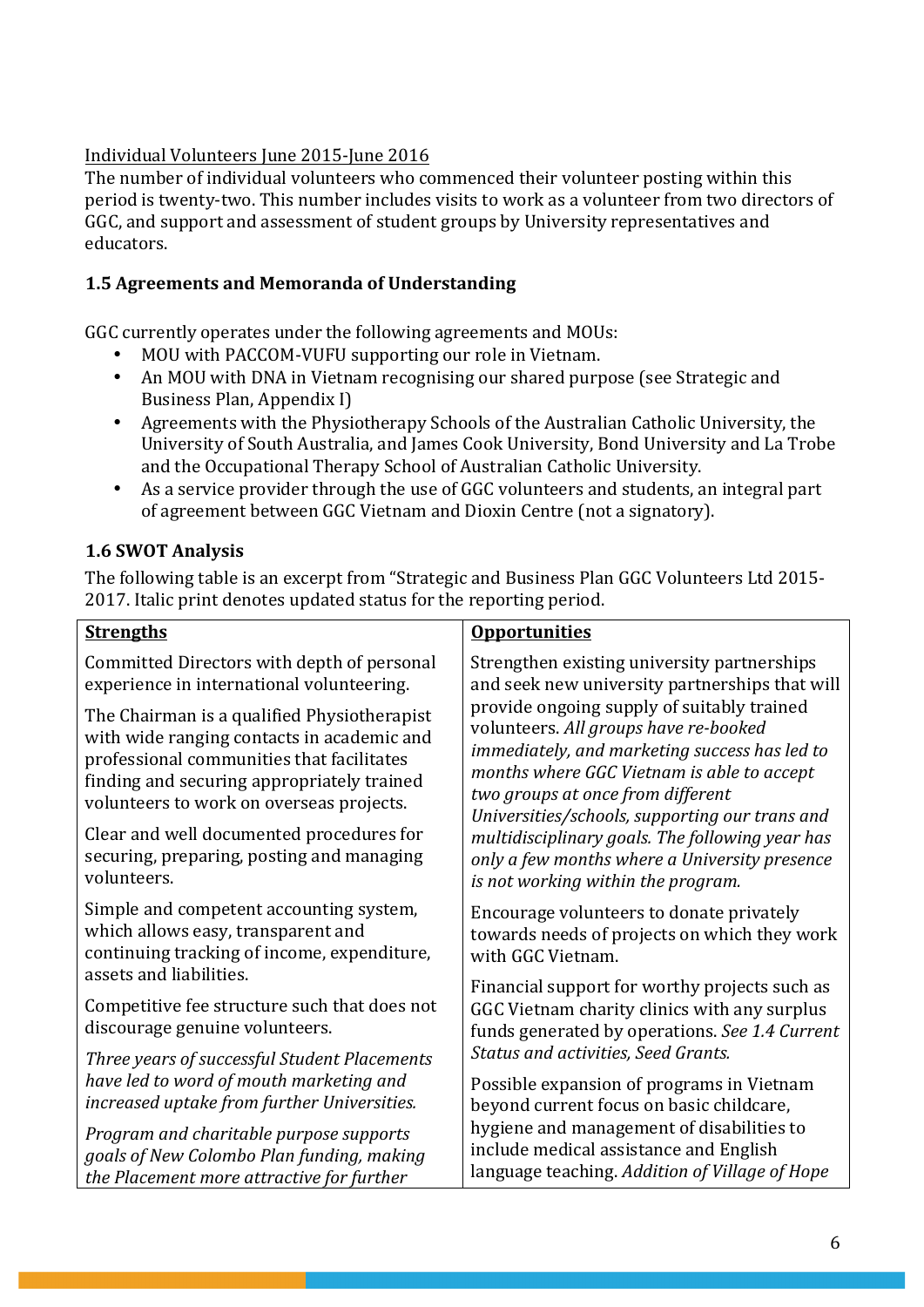Individual Volunteers June 2015-June 2016

The number of individual volunteers who commenced their volunteer posting within this period is twenty-two. This number includes visits to work as a volunteer from two directors of GGC, and support and assessment of student groups by University representatives and educators.

### 1.5 Agreements and Memoranda of Understanding

GGC currently operates under the following agreements and MOUs:

- MOU with PACCOM-VUFU supporting our role in Vietnam.
- An MOU with DNA in Vietnam recognising our shared purpose (see Strategic and Business Plan, Appendix I)
- Agreements with the Physiotherapy Schools of the Australian Catholic University, the University of South Australia, and James Cook University, Bond University and La Trobe and the Occupational Therapy School of Australian Catholic University.
- As a service provider through the use of GGC volunteers and students, an integral part of agreement between GGC Vietnam and Dioxin Centre (not a signatory).

### 1.6 SWOT Analysis

The following table is an excerpt from "Strategic and Business Plan GGC Volunteers Ltd 2015-2017. Italic print denotes updated status for the reporting period.

| **Strengths** | **Opportunities** |
|---|---|
| Committed Directors with depth of personal experience in international volunteering.<br><br>The Chairman is a qualified Physiotherapist with wide ranging contacts in academic and professional communities that facilitates finding and securing appropriately trained volunteers to work on overseas projects.<br><br>Clear and well documented procedures for securing, preparing, posting and managing volunteers.<br><br>Simple and competent accounting system, which allows easy, transparent and continuing tracking of income, expenditure, assets and liabilities.<br><br>Competitive fee structure such that does not discourage genuine volunteers.<br><br>*Three years of successful Student Placements have led to word of mouth marketing and increased uptake from further Universities.*<br><br>*Program and charitable purpose supports goals of New Colombo Plan funding, making the Placement more attractive for further* | Strengthen existing university partnerships and seek new university partnerships that will provide ongoing supply of suitably trained volunteers. *All groups have re-booked immediately, and marketing success has led to months where GGC Vietnam is able to accept two groups at once from different Universities/schools, supporting our trans and multidisciplinary goals. The following year has only a few months where a University presence is not working within the program.*<br><br>Encourage volunteers to donate privately towards needs of projects on which they work with GGC Vietnam.<br><br>Financial support for worthy projects such as GGC Vietnam charity clinics with any surplus funds generated by operations. *See 1.4 Current Status and activities, Seed Grants.*<br><br>Possible expansion of programs in Vietnam beyond current focus on basic childcare, hygiene and management of disabilities to include medical assistance and English language teaching. *Addition of Village of Hope* |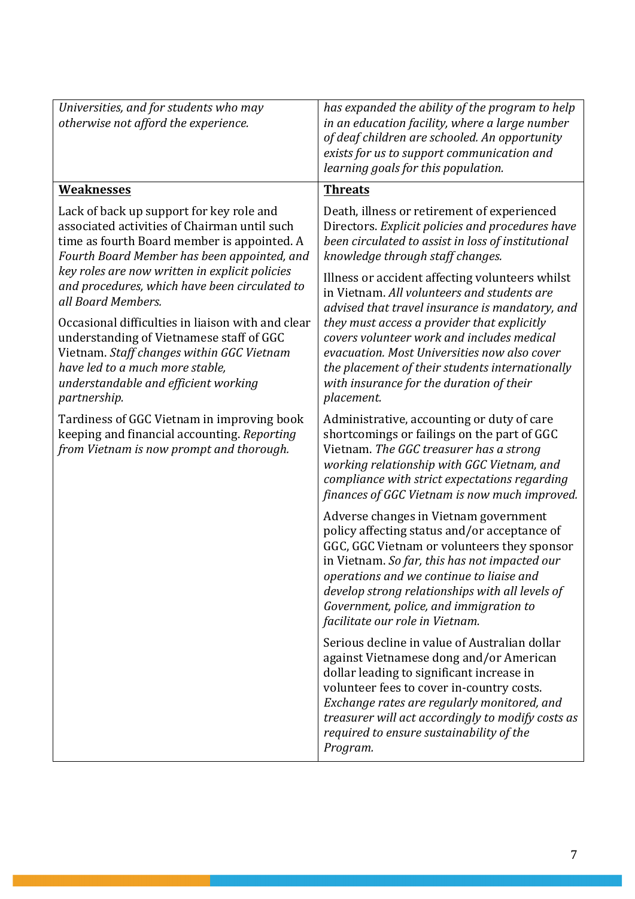| *Universities, and for students who may otherwise not afford the experience.* | *has expanded the ability of the program to help in an education facility, where a large number of deaf children are schooled. An opportunity exists for us to support communication and learning goals for this population.* |
|---|---|
| **<u>Weaknesses</u>** | **<u>Threats</u>** |
| Lack of back up support for key role and associated activities of Chairman until such time as fourth Board member is appointed. *A Fourth Board Member has been appointed, and key roles are now written in explicit policies and procedures, which have been circulated to all Board Members.*<br><br>Occasional difficulties in liaison with and clear understanding of Vietnamese staff of GGC Vietnam. *Staff changes within GGC Vietnam have led to a much more stable, understandable and efficient working partnership.*<br><br>Tardiness of GGC Vietnam in improving book keeping and financial accounting. *Reporting from Vietnam is now prompt and thorough.* | Death, illness or retirement of experienced Directors. *Explicit policies and procedures have been circulated to assist in loss of institutional knowledge through staff changes.*<br><br>Illness or accident affecting volunteers whilst in Vietnam. *All volunteers and students are advised that travel insurance is mandatory, and they must access a provider that explicitly covers volunteer work and includes medical evacuation. Most Universities now also cover the placement of their students internationally with insurance for the duration of their placement.*<br><br>Administrative, accounting or duty of care shortcomings or failings on the part of GGC Vietnam. *The GGC treasurer has a strong working relationship with GGC Vietnam, and compliance with strict expectations regarding finances of GGC Vietnam is now much improved.*<br><br>Adverse changes in Vietnam government policy affecting status and/or acceptance of GGC, GGC Vietnam or volunteers they sponsor in Vietnam. *So far, this has not impacted our operations and we continue to liaise and develop strong relationships with all levels of Government, police, and immigration to facilitate our role in Vietnam.*<br><br>Serious decline in value of Australian dollar against Vietnamese dong and/or American dollar leading to significant increase in volunteer fees to cover in-country costs. *Exchange rates are regularly monitored, and treasurer will act accordingly to modify costs as required to ensure sustainability of the Program.* |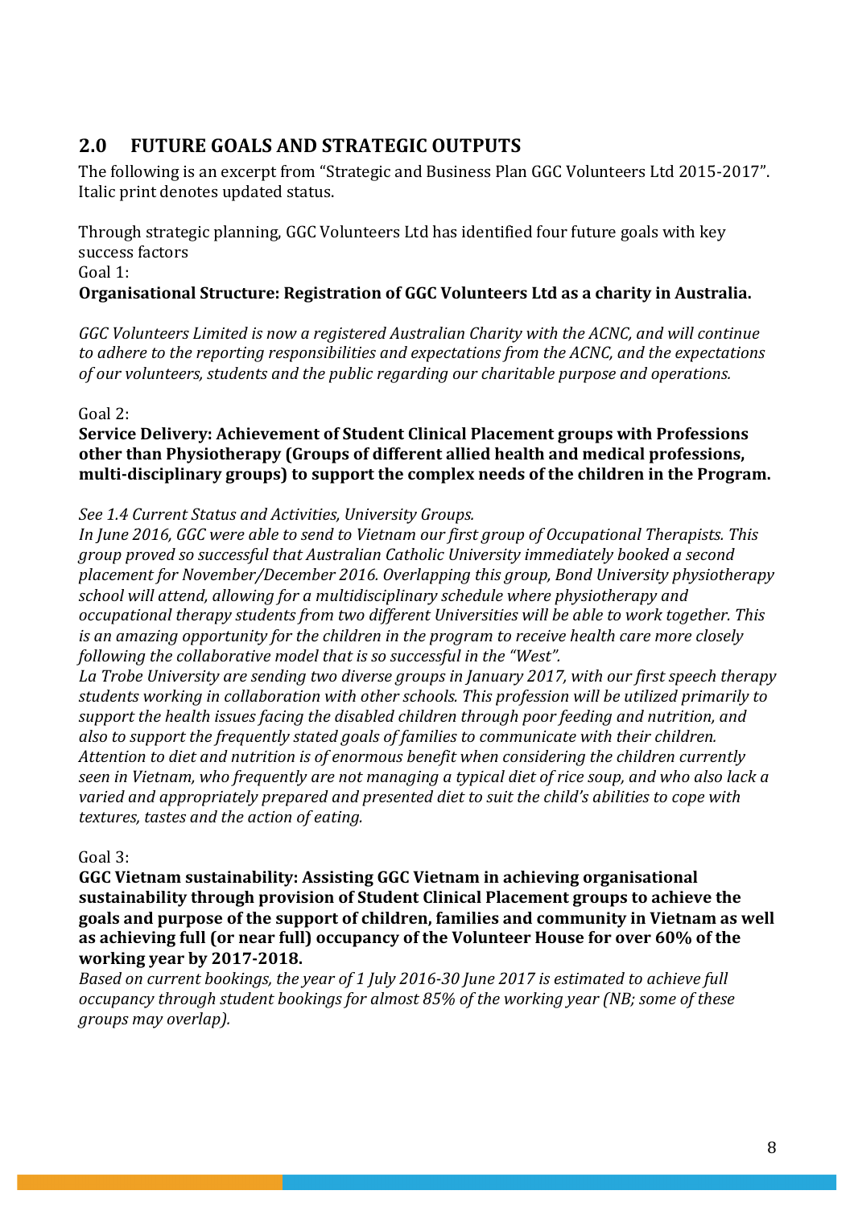## 2.0 FUTURE GOALS AND STRATEGIC OUTPUTS

The following is an excerpt from "Strategic and Business Plan GGC Volunteers Ltd 2015-2017". Italic print denotes updated status.

Through strategic planning, GGC Volunteers Ltd has identified four future goals with key success factors

Goal 1:

**Organisational Structure: Registration of GGC Volunteers Ltd as a charity in Australia.**

*GGC Volunteers Limited is now a registered Australian Charity with the ACNC, and will continue to adhere to the reporting responsibilities and expectations from the ACNC, and the expectations of our volunteers, students and the public regarding our charitable purpose and operations.*

Goal 2:

**Service Delivery: Achievement of Student Clinical Placement groups with Professions other than Physiotherapy (Groups of different allied health and medical professions, multi-disciplinary groups) to support the complex needs of the children in the Program.**

*See 1.4 Current Status and Activities, University Groups.*

*In June 2016, GGC were able to send to Vietnam our first group of Occupational Therapists. This group proved so successful that Australian Catholic University immediately booked a second placement for November/December 2016. Overlapping this group, Bond University physiotherapy school will attend, allowing for a multidisciplinary schedule where physiotherapy and occupational therapy students from two different Universities will be able to work together. This is an amazing opportunity for the children in the program to receive health care more closely following the collaborative model that is so successful in the "West".*

*La Trobe University are sending two diverse groups in January 2017, with our first speech therapy students working in collaboration with other schools. This profession will be utilized primarily to support the health issues facing the disabled children through poor feeding and nutrition, and also to support the frequently stated goals of families to communicate with their children. Attention to diet and nutrition is of enormous benefit when considering the children currently seen in Vietnam, who frequently are not managing a typical diet of rice soup, and who also lack a varied and appropriately prepared and presented diet to suit the child's abilities to cope with textures, tastes and the action of eating.*

Goal 3:

**GGC Vietnam sustainability: Assisting GGC Vietnam in achieving organisational sustainability through provision of Student Clinical Placement groups to achieve the goals and purpose of the support of children, families and community in Vietnam as well as achieving full (or near full) occupancy of the Volunteer House for over 60% of the working year by 2017-2018.**

*Based on current bookings, the year of 1 July 2016-30 June 2017 is estimated to achieve full occupancy through student bookings for almost 85% of the working year (NB; some of these groups may overlap).*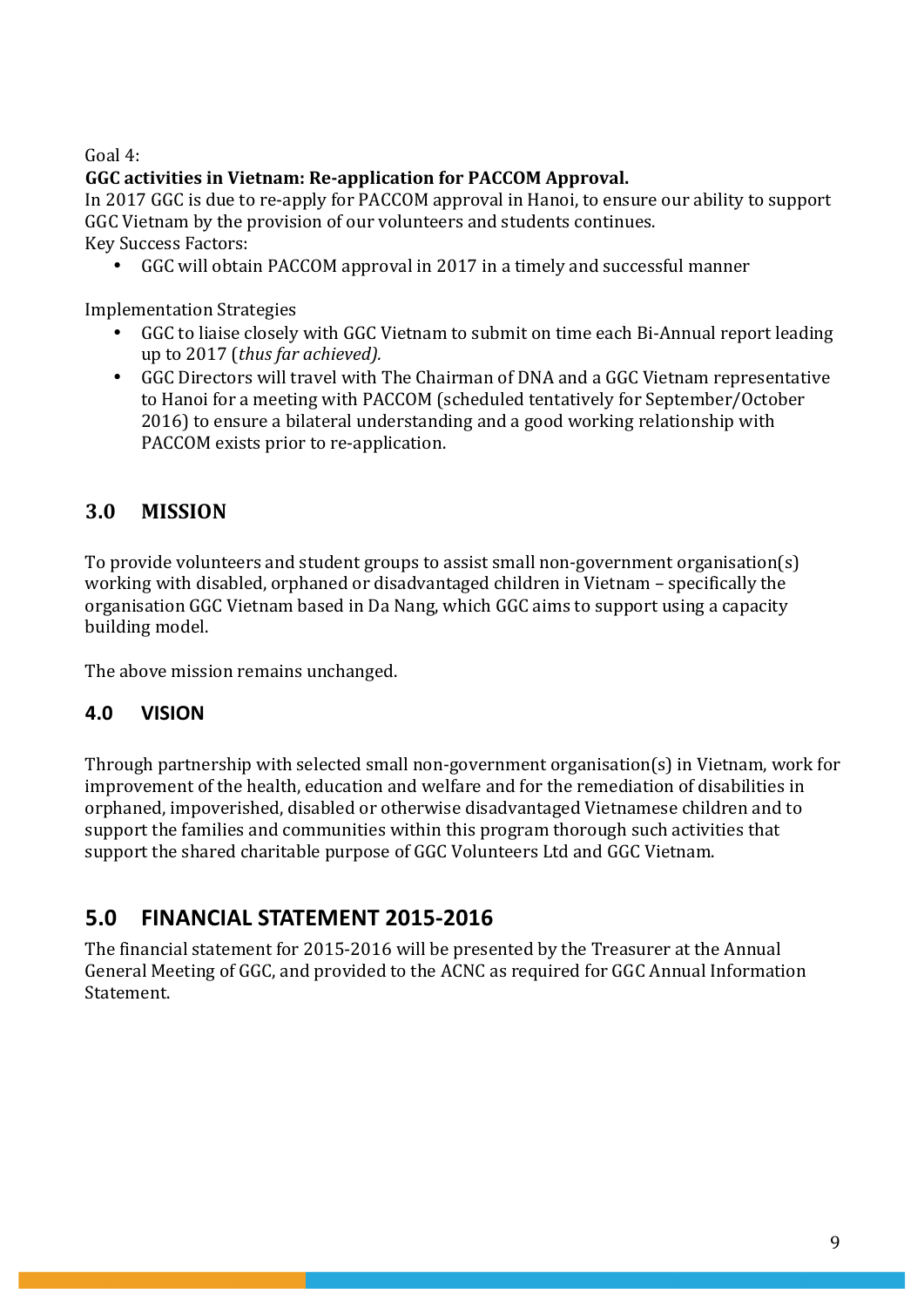Goal 4:

**GGC activities in Vietnam: Re-application for PACCOM Approval.**

In 2017 GGC is due to re-apply for PACCOM approval in Hanoi, to ensure our ability to support GGC Vietnam by the provision of our volunteers and students continues.

Key Success Factors:

- GGC will obtain PACCOM approval in 2017 in a timely and successful manner

Implementation Strategies

- GGC to liaise closely with GGC Vietnam to submit on time each Bi-Annual report leading up to 2017 (*thus far achieved).*
- GGC Directors will travel with The Chairman of DNA and a GGC Vietnam representative to Hanoi for a meeting with PACCOM (scheduled tentatively for September/October 2016) to ensure a bilateral understanding and a good working relationship with PACCOM exists prior to re-application.

## 3.0 MISSION

To provide volunteers and student groups to assist small non-government organisation(s) working with disabled, orphaned or disadvantaged children in Vietnam – specifically the organisation GGC Vietnam based in Da Nang, which GGC aims to support using a capacity building model.

The above mission remains unchanged.

## 4.0 VISION

Through partnership with selected small non-government organisation(s) in Vietnam, work for improvement of the health, education and welfare and for the remediation of disabilities in orphaned, impoverished, disabled or otherwise disadvantaged Vietnamese children and to support the families and communities within this program thorough such activities that support the shared charitable purpose of GGC Volunteers Ltd and GGC Vietnam.

## 5.0 FINANCIAL STATEMENT 2015-2016

The financial statement for 2015-2016 will be presented by the Treasurer at the Annual General Meeting of GGC, and provided to the ACNC as required for GGC Annual Information Statement.